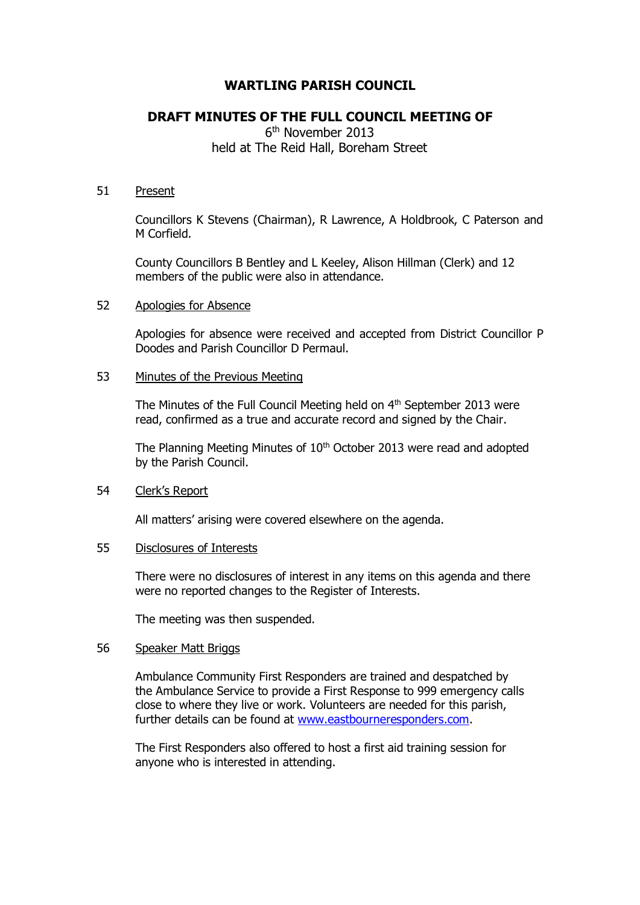# WARTLING PARISH COUNCIL

## DRAFT MINUTES OF THE FULL COUNCIL MEETING OF

6th November 2013
held at The Reid Hall, Boreham Street

51 Present

Councillors K Stevens (Chairman), R Lawrence, A Holdbrook, C Paterson and M Corfield.

County Councillors B Bentley and L Keeley, Alison Hillman (Clerk) and 12 members of the public were also in attendance.

52 Apologies for Absence

Apologies for absence were received and accepted from District Councillor P Doodes and Parish Councillor D Permaul.

53 Minutes of the Previous Meeting

The Minutes of the Full Council Meeting held on 4th September 2013 were read, confirmed as a true and accurate record and signed by the Chair.

The Planning Meeting Minutes of 10th October 2013 were read and adopted by the Parish Council.

54 Clerk's Report

All matters' arising were covered elsewhere on the agenda.

55 Disclosures of Interests

There were no disclosures of interest in any items on this agenda and there were no reported changes to the Register of Interests.

The meeting was then suspended.

56 Speaker Matt Briggs

Ambulance Community First Responders are trained and despatched by the Ambulance Service to provide a First Response to 999 emergency calls close to where they live or work. Volunteers are needed for this parish, further details can be found at www.eastbourneresponders.com.

The First Responders also offered to host a first aid training session for anyone who is interested in attending.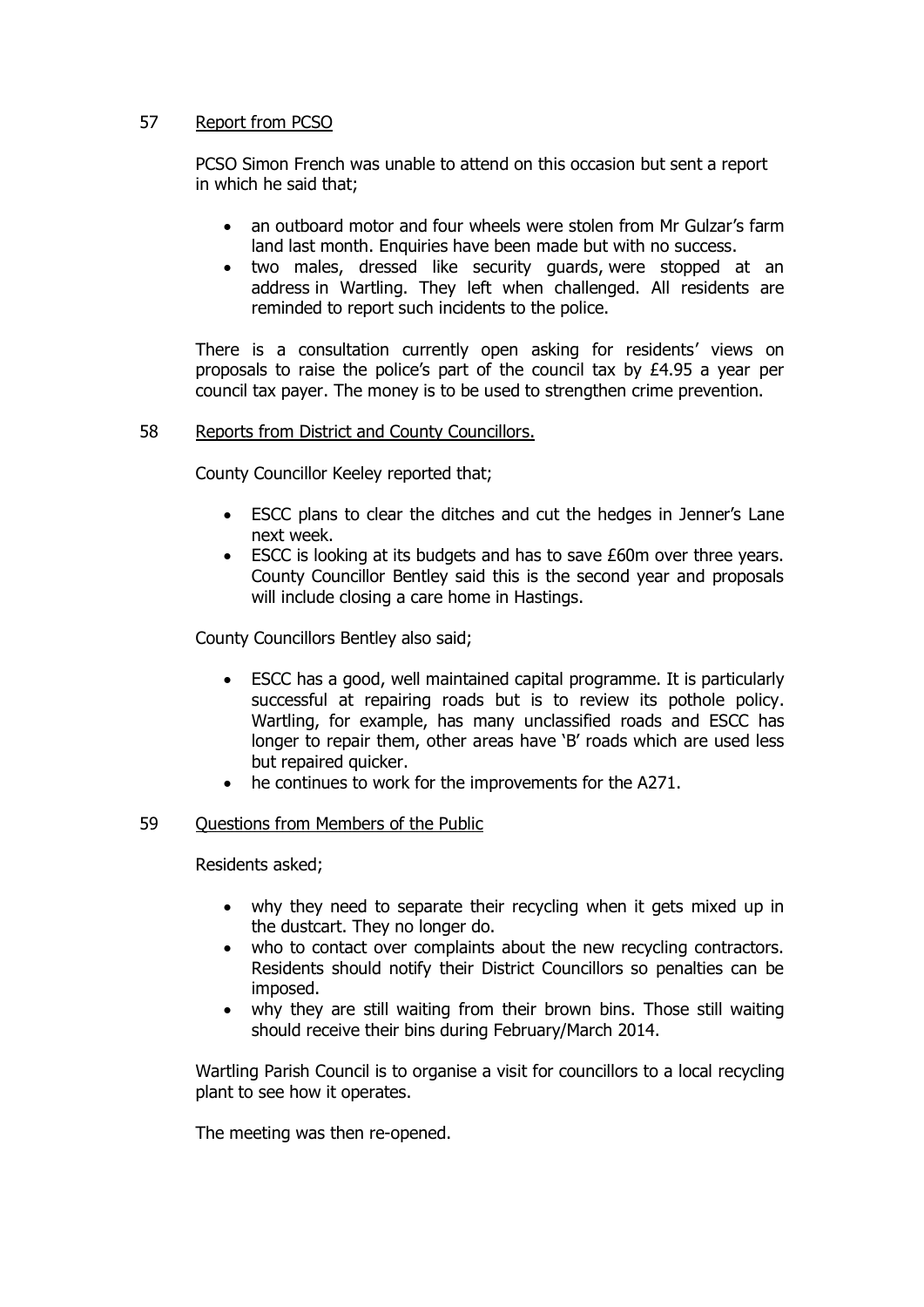57 Report from PCSO

PCSO Simon French was unable to attend on this occasion but sent a report in which he said that;

- an outboard motor and four wheels were stolen from Mr Gulzar's farm land last month. Enquiries have been made but with no success.
- two males, dressed like security guards, were stopped at an address in Wartling. They left when challenged. All residents are reminded to report such incidents to the police.

There is a consultation currently open asking for residents' views on proposals to raise the police's part of the council tax by £4.95 a year per council tax payer. The money is to be used to strengthen crime prevention.

58 Reports from District and County Councillors.

County Councillor Keeley reported that;

- ESCC plans to clear the ditches and cut the hedges in Jenner's Lane next week.
- ESCC is looking at its budgets and has to save £60m over three years. County Councillor Bentley said this is the second year and proposals will include closing a care home in Hastings.

County Councillors Bentley also said;

- ESCC has a good, well maintained capital programme. It is particularly successful at repairing roads but is to review its pothole policy. Wartling, for example, has many unclassified roads and ESCC has longer to repair them, other areas have 'B' roads which are used less but repaired quicker.
- he continues to work for the improvements for the A271.

59 Questions from Members of the Public

Residents asked;

- why they need to separate their recycling when it gets mixed up in the dustcart. They no longer do.
- who to contact over complaints about the new recycling contractors. Residents should notify their District Councillors so penalties can be imposed.
- why they are still waiting from their brown bins. Those still waiting should receive their bins during February/March 2014.

Wartling Parish Council is to organise a visit for councillors to a local recycling plant to see how it operates.

The meeting was then re-opened.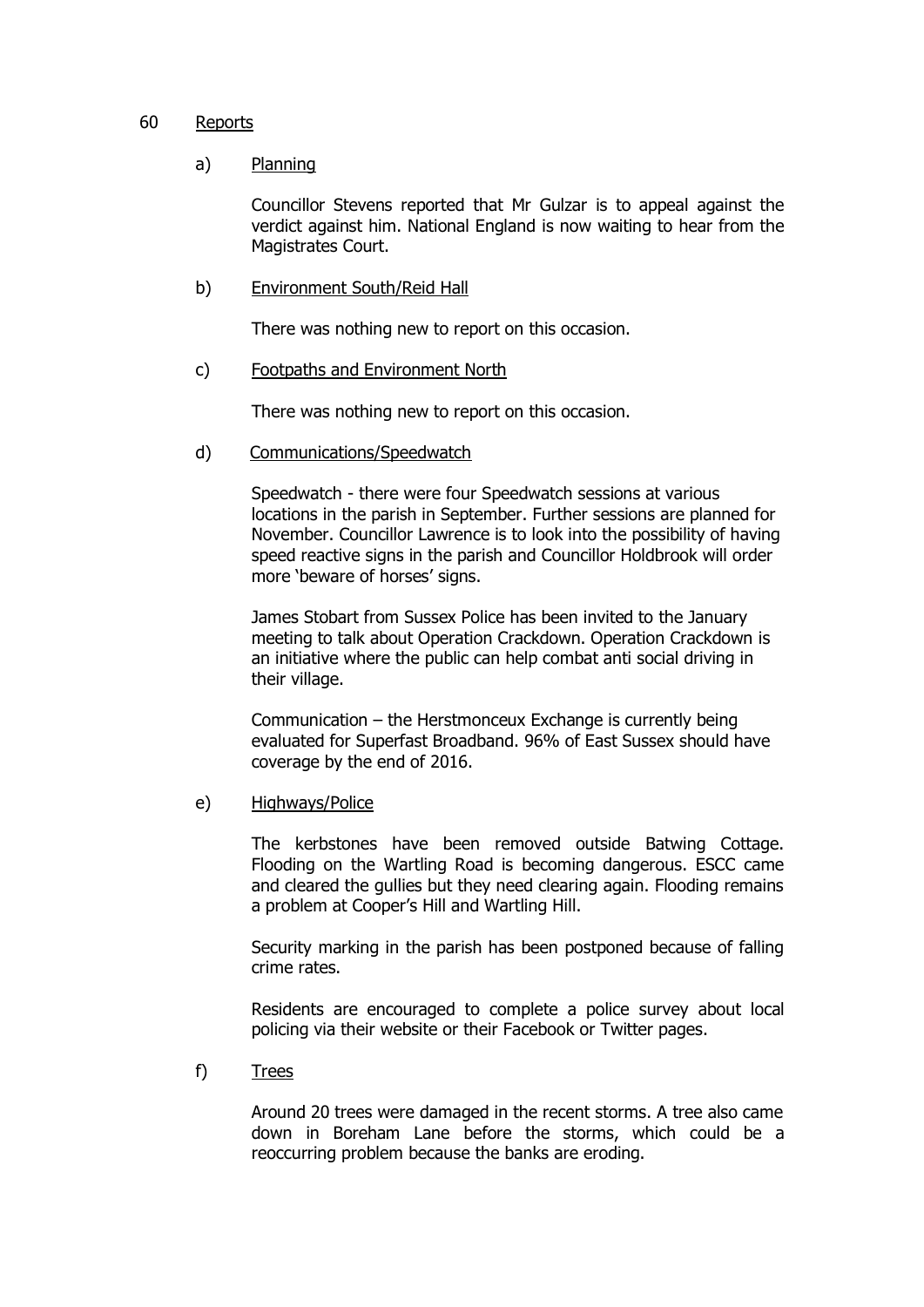## 60 Reports

### a) Planning

Councillor Stevens reported that Mr Gulzar is to appeal against the verdict against him. National England is now waiting to hear from the Magistrates Court.

### b) Environment South/Reid Hall

There was nothing new to report on this occasion.

### c) Footpaths and Environment North

There was nothing new to report on this occasion.

### d) Communications/Speedwatch

Speedwatch - there were four Speedwatch sessions at various locations in the parish in September. Further sessions are planned for November. Councillor Lawrence is to look into the possibility of having speed reactive signs in the parish and Councillor Holdbrook will order more 'beware of horses' signs.

James Stobart from Sussex Police has been invited to the January meeting to talk about Operation Crackdown. Operation Crackdown is an initiative where the public can help combat anti social driving in their village.

Communication – the Herstmonceux Exchange is currently being evaluated for Superfast Broadband. 96% of East Sussex should have coverage by the end of 2016.

### e) Highways/Police

The kerbstones have been removed outside Batwing Cottage. Flooding on the Wartling Road is becoming dangerous. ESCC came and cleared the gullies but they need clearing again. Flooding remains a problem at Cooper's Hill and Wartling Hill.

Security marking in the parish has been postponed because of falling crime rates.

Residents are encouraged to complete a police survey about local policing via their website or their Facebook or Twitter pages.

### f) Trees

Around 20 trees were damaged in the recent storms. A tree also came down in Boreham Lane before the storms, which could be a reoccurring problem because the banks are eroding.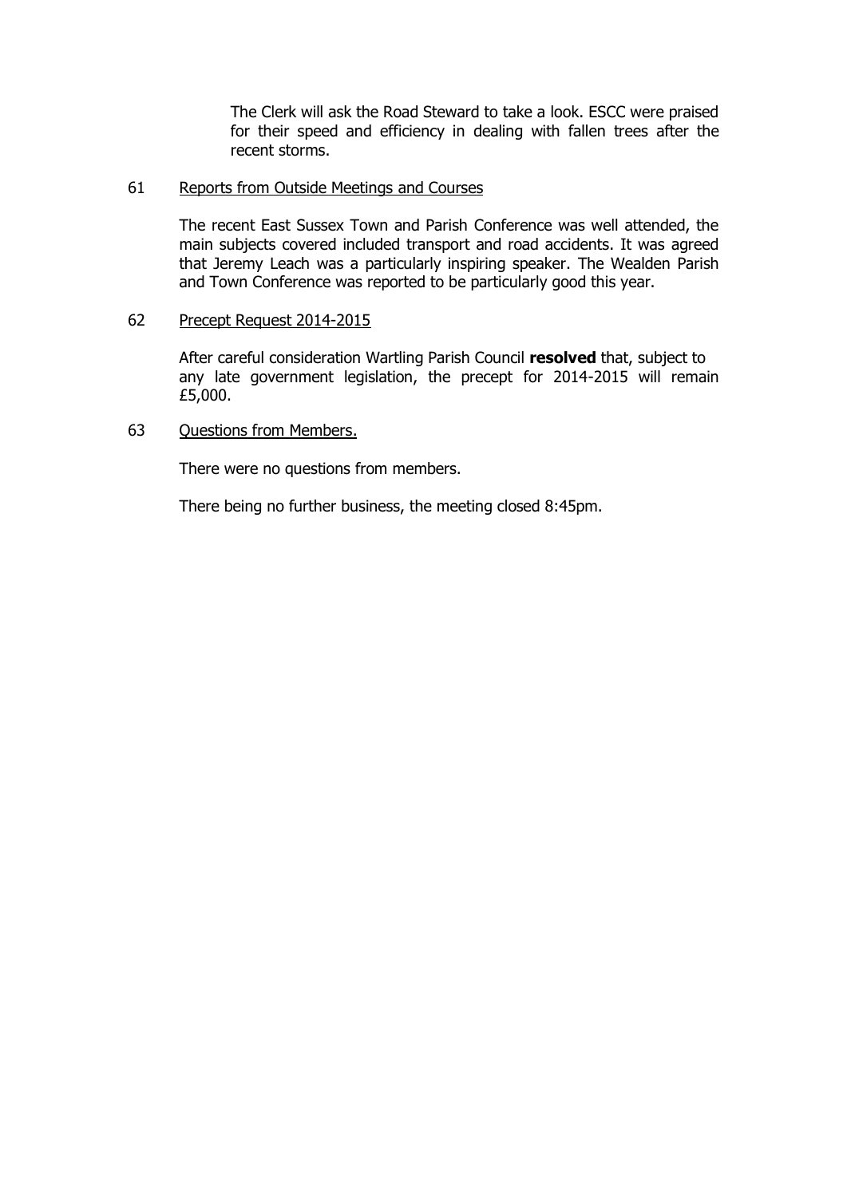The Clerk will ask the Road Steward to take a look. ESCC were praised for their speed and efficiency in dealing with fallen trees after the recent storms.

61 Reports from Outside Meetings and Courses

The recent East Sussex Town and Parish Conference was well attended, the main subjects covered included transport and road accidents. It was agreed that Jeremy Leach was a particularly inspiring speaker. The Wealden Parish and Town Conference was reported to be particularly good this year.

62 Precept Request 2014-2015

After careful consideration Wartling Parish Council **resolved** that, subject to any late government legislation, the precept for 2014-2015 will remain £5,000.

63 Questions from Members.

There were no questions from members.

There being no further business, the meeting closed 8:45pm.